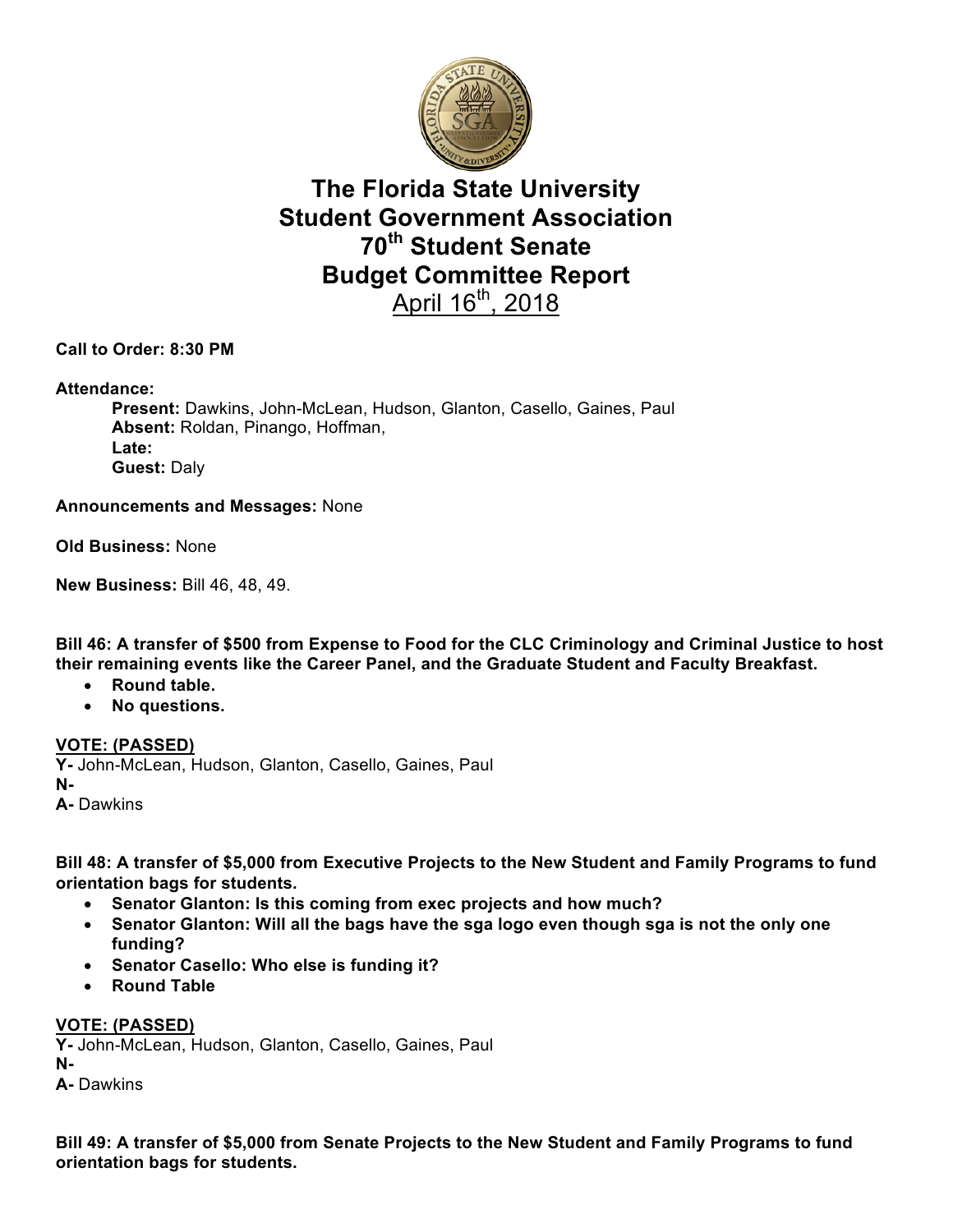# The Florida State University
# Student Government Association
# 70th Student Senate
# Budget Committee Report
April 16th, 2018

**Call to Order: 8:30 PM**

**Attendance:**

**Present:** Dawkins, John-McLean, Hudson, Glanton, Casello, Gaines, Paul
**Absent:** Roldan, Pinango, Hoffman,
**Late:**
**Guest:** Daly

**Announcements and Messages:** None

**Old Business:** None

**New Business:** Bill 46, 48, 49.

**Bill 46: A transfer of $500 from Expense to Food for the CLC Criminology and Criminal Justice to host their remaining events like the Career Panel, and the Graduate Student and Faculty Breakfast.**

- **Round table.**
- **No questions.**

**VOTE: (PASSED)**
**Y-** John-McLean, Hudson, Glanton, Casello, Gaines, Paul
**N-**
**A-** Dawkins

**Bill 48: A transfer of $5,000 from Executive Projects to the New Student and Family Programs to fund orientation bags for students.**

- **Senator Glanton: Is this coming from exec projects and how much?**
- **Senator Glanton: Will all the bags have the sga logo even though sga is not the only one funding?**
- **Senator Casello: Who else is funding it?**
- **Round Table**

**VOTE: (PASSED)**
**Y-** John-McLean, Hudson, Glanton, Casello, Gaines, Paul
**N-**
**A-** Dawkins

**Bill 49: A transfer of $5,000 from Senate Projects to the New Student and Family Programs to fund orientation bags for students.**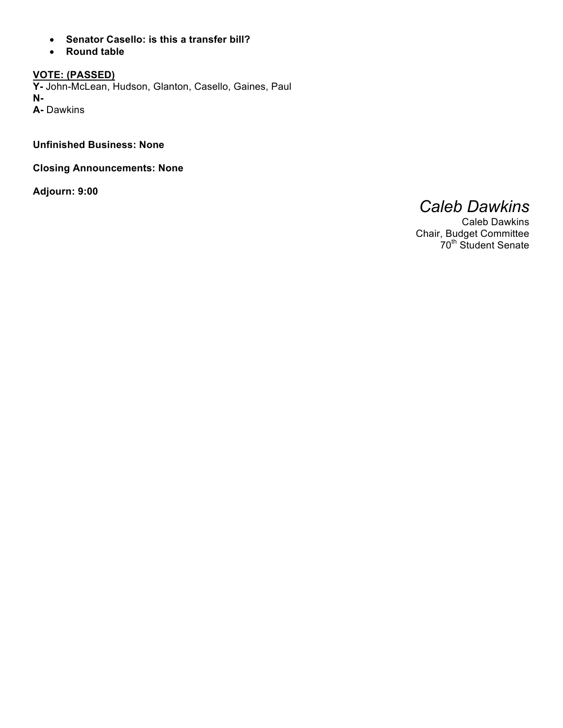- **Senator Casello: is this a transfer bill?**
- **Round table**

**VOTE: (PASSED)**
**Y-** John-McLean, Hudson, Glanton, Casello, Gaines, Paul
**N-**
**A-** Dawkins

**Unfinished Business: None**

**Closing Announcements: None**

**Adjourn: 9:00**

*Caleb Dawkins*
Caleb Dawkins
Chair, Budget Committee
70th Student Senate